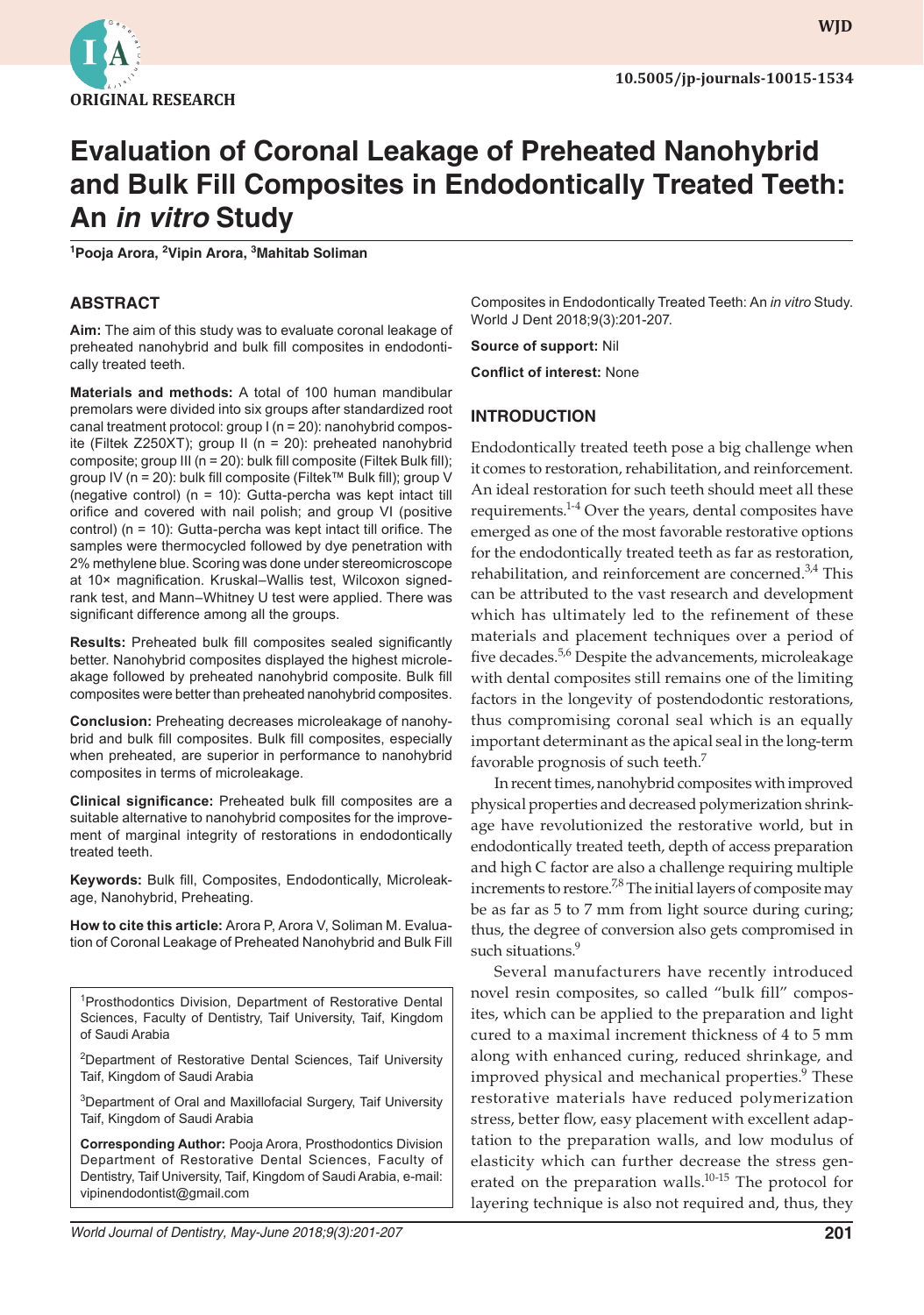ORIGINAL RESEARCH

10.5005/jp-journals-10015-1534

# Evaluation of Coronal Leakage of Preheated Nanohybrid and Bulk Fill Composites in Endodontically Treated Teeth: An *in vitro* Study

[1]Pooja Arora, [2]Vipin Arora, [3]Mahitab Soliman

## ABSTRACT

**Aim:** The aim of this study was to evaluate coronal leakage of preheated nanohybrid and bulk fill composites in endodontically treated teeth.

**Materials and methods:** A total of 100 human mandibular premolars were divided into six groups after standardized root canal treatment protocol: group I (n = 20): nanohybrid composite (Filtek Z250XT); group II (n = 20): preheated nanohybrid composite; group III (n = 20): bulk fill composite (Filtek Bulk fill); group IV (n = 20): bulk fill composite (Filtek™ Bulk fill); group V (negative control) (n = 10): Gutta-percha was kept intact till orifice and covered with nail polish; and group VI (positive control) (n = 10): Gutta-percha was kept intact till orifice. The samples were thermocycled followed by dye penetration with 2% methylene blue. Scoring was done under stereomicroscope at 10× magnification. Kruskal–Wallis test, Wilcoxon signed-rank test, and Mann–Whitney U test were applied. There was significant difference among all the groups.

**Results:** Preheated bulk fill composites sealed significantly better. Nanohybrid composites displayed the highest microleakage followed by preheated nanohybrid composite. Bulk fill composites were better than preheated nanohybrid composites.

**Conclusion:** Preheating decreases microleakage of nanohybrid and bulk fill composites. Bulk fill composites, especially when preheated, are superior in performance to nanohybrid composites in terms of microleakage.

**Clinical significance:** Preheated bulk fill composites are a suitable alternative to nanohybrid composites for the improvement of marginal integrity of restorations in endodontically treated teeth.

**Keywords:** Bulk fill, Composites, Endodontically, Microleakage, Nanohybrid, Preheating.

**How to cite this article:** Arora P, Arora V, Soliman M. Evaluation of Coronal Leakage of Preheated Nanohybrid and Bulk Fill Composites in Endodontically Treated Teeth: An *in vitro* Study. World J Dent 2018;9(3):201-207.

**Source of support:** Nil

**Conflict of interest:** None

[1]Prosthodontics Division, Department of Restorative Dental Sciences, Faculty of Dentistry, Taif University, Taif, Kingdom of Saudi Arabia

[2]Department of Restorative Dental Sciences, Taif University Taif, Kingdom of Saudi Arabia

[3]Department of Oral and Maxillofacial Surgery, Taif University Taif, Kingdom of Saudi Arabia

**Corresponding Author:** Pooja Arora, Prosthodontics Division Department of Restorative Dental Sciences, Faculty of Dentistry, Taif University, Taif, Kingdom of Saudi Arabia, e-mail: vipinendodontist@gmail.com

## INTRODUCTION

Endodontically treated teeth pose a big challenge when it comes to restoration, rehabilitation, and reinforcement. An ideal restoration for such teeth should meet all these requirements.[1-4] Over the years, dental composites have emerged as one of the most favorable restorative options for the endodontically treated teeth as far as restoration, rehabilitation, and reinforcement are concerned.[3,4] This can be attributed to the vast research and development which has ultimately led to the refinement of these materials and placement techniques over a period of five decades.[5,6] Despite the advancements, microleakage with dental composites still remains one of the limiting factors in the longevity of postendodontic restorations, thus compromising coronal seal which is an equally important determinant as the apical seal in the long-term favorable prognosis of such teeth.[7]

In recent times, nanohybrid composites with improved physical properties and decreased polymerization shrinkage have revolutionized the restorative world, but in endodontically treated teeth, depth of access preparation and high C factor are also a challenge requiring multiple increments to restore.[7,8] The initial layers of composite may be as far as 5 to 7 mm from light source during curing; thus, the degree of conversion also gets compromised in such situations.[9]

Several manufacturers have recently introduced novel resin composites, so called "bulk fill" composites, which can be applied to the preparation and light cured to a maximal increment thickness of 4 to 5 mm along with enhanced curing, reduced shrinkage, and improved physical and mechanical properties.[9] These restorative materials have reduced polymerization stress, better flow, easy placement with excellent adaptation to the preparation walls, and low modulus of elasticity which can further decrease the stress generated on the preparation walls.[10-15] The protocol for layering technique is also not required and, thus, they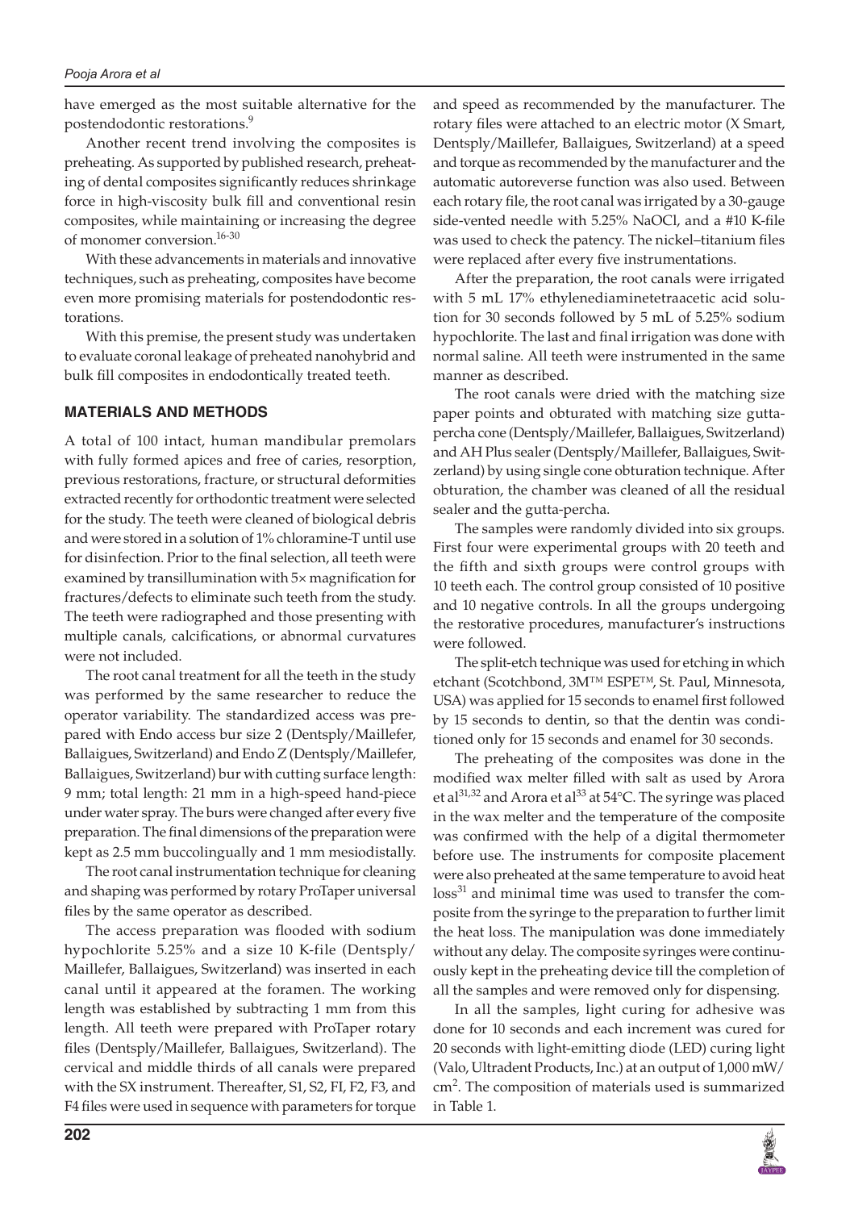have emerged as the most suitable alternative for the postendodontic restorations.[9]

Another recent trend involving the composites is preheating. As supported by published research, preheating of dental composites significantly reduces shrinkage force in high-viscosity bulk fill and conventional resin composites, while maintaining or increasing the degree of monomer conversion.[16-30]

With these advancements in materials and innovative techniques, such as preheating, composites have become even more promising materials for postendodontic restorations.

With this premise, the present study was undertaken to evaluate coronal leakage of preheated nanohybrid and bulk fill composites in endodontically treated teeth.

## MATERIALS AND METHODS

A total of 100 intact, human mandibular premolars with fully formed apices and free of caries, resorption, previous restorations, fracture, or structural deformities extracted recently for orthodontic treatment were selected for the study. The teeth were cleaned of biological debris and were stored in a solution of 1% chloramine-T until use for disinfection. Prior to the final selection, all teeth were examined by transillumination with 5× magnification for fractures/defects to eliminate such teeth from the study. The teeth were radiographed and those presenting with multiple canals, calcifications, or abnormal curvatures were not included.

The root canal treatment for all the teeth in the study was performed by the same researcher to reduce the operator variability. The standardized access was prepared with Endo access bur size 2 (Dentsply/Maillefer, Ballaigues, Switzerland) and Endo Z (Dentsply/Maillefer, Ballaigues, Switzerland) bur with cutting surface length: 9 mm; total length: 21 mm in a high-speed hand-piece under water spray. The burs were changed after every five preparation. The final dimensions of the preparation were kept as 2.5 mm buccolingually and 1 mm mesiodistally.

The root canal instrumentation technique for cleaning and shaping was performed by rotary ProTaper universal files by the same operator as described.

The access preparation was flooded with sodium hypochlorite 5.25% and a size 10 K-file (Dentsply/Maillefer, Ballaigues, Switzerland) was inserted in each canal until it appeared at the foramen. The working length was established by subtracting 1 mm from this length. All teeth were prepared with ProTaper rotary files (Dentsply/Maillefer, Ballaigues, Switzerland). The cervical and middle thirds of all canals were prepared with the SX instrument. Thereafter, S1, S2, FI, F2, F3, and F4 files were used in sequence with parameters for torque and speed as recommended by the manufacturer. The rotary files were attached to an electric motor (X Smart, Dentsply/Maillefer, Ballaigues, Switzerland) at a speed and torque as recommended by the manufacturer and the automatic autoreverse function was also used. Between each rotary file, the root canal was irrigated by a 30-gauge side-vented needle with 5.25% NaOCl, and a #10 K-file was used to check the patency. The nickel–titanium files were replaced after every five instrumentations.

After the preparation, the root canals were irrigated with 5 mL 17% ethylenediaminetetraacetic acid solution for 30 seconds followed by 5 mL of 5.25% sodium hypochlorite. The last and final irrigation was done with normal saline. All teeth were instrumented in the same manner as described.

The root canals were dried with the matching size paper points and obturated with matching size gutta-percha cone (Dentsply/Maillefer, Ballaigues, Switzerland) and AH Plus sealer (Dentsply/Maillefer, Ballaigues, Switzerland) by using single cone obturation technique. After obturation, the chamber was cleaned of all the residual sealer and the gutta-percha.

The samples were randomly divided into six groups. First four were experimental groups with 20 teeth and the fifth and sixth groups were control groups with 10 teeth each. The control group consisted of 10 positive and 10 negative controls. In all the groups undergoing the restorative procedures, manufacturer's instructions were followed.

The split-etch technique was used for etching in which etchant (Scotchbond, 3M™ ESPE™, St. Paul, Minnesota, USA) was applied for 15 seconds to enamel first followed by 15 seconds to dentin, so that the dentin was conditioned only for 15 seconds and enamel for 30 seconds.

The preheating of the composites was done in the modified wax melter filled with salt as used by Arora et al[31,32] and Arora et al[33] at 54°C. The syringe was placed in the wax melter and the temperature of the composite was confirmed with the help of a digital thermometer before use. The instruments for composite placement were also preheated at the same temperature to avoid heat loss[31] and minimal time was used to transfer the composite from the syringe to the preparation to further limit the heat loss. The manipulation was done immediately without any delay. The composite syringes were continuously kept in the preheating device till the completion of all the samples and were removed only for dispensing.

In all the samples, light curing for adhesive was done for 10 seconds and each increment was cured for 20 seconds with light-emitting diode (LED) curing light (Valo, Ultradent Products, Inc.) at an output of 1,000 mW/cm$^2$. The composition of materials used is summarized in Table 1.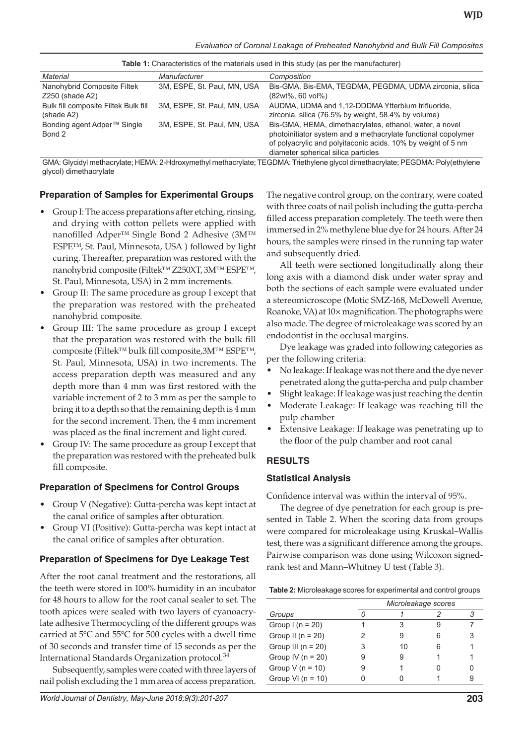**Table 1:** Characteristics of the materials used in this study (as per the manufacturer)

| *Material* | *Manufacturer* | *Composition* |
|---|---|---|
| Nanohybrid Composite Filtek Z250 (shade A2) | 3M, ESPE, St. Paul, MN, USA | Bis-GMA, Bis-EMA, TEGDMA, PEGDMA, UDMA zirconia, silica (82wt%, 60 vol%) |
| Bulk fill composite Filtek Bulk fill (shade A2) | 3M, ESPE, St. Paul, MN, USA | AUDMA, UDMA and 1,12-DDDMA Ytterbium trifluoride, zirconia, silica (76.5% by weight, 58.4% by volume) |
| Bonding agent Adper™ Single Bond 2 | 3M, ESPE, St. Paul, MN, USA | Bis-GMA, HEMA, dimethacrylates, ethanol, water, a novel photoinitiator system and a methacrylate functional copolymer of polyacrylic and polyitaconic acids. 10% by weight of 5 nm diameter spherical silica particles |

GMA: Glycidyl methacrylate; HEMA: 2-Hdroxymethyl methacrylate; TEGDMA: Triethylene glycol dimethacrylate; PEGDMA: Poly(ethylene glycol) dimethacrylate

### Preparation of Samples for Experimental Groups

- Group I: The access preparations after etching, rinsing, and drying with cotton pellets were applied with nanofilled Adper™ Single Bond 2 Adhesive (3M™ ESPE™, St. Paul, Minnesota, USA ) followed by light curing. Thereafter, preparation was restored with the nanohybrid composite (Filtek™ Z250XT, 3M™ ESPE™, St. Paul, Minnesota, USA) in 2 mm increments.
- Group II: The same procedure as group I except that the preparation was restored with the preheated nanohybrid composite.
- Group III: The same procedure as group I except that the preparation was restored with the bulk fill composite (Filtek™ bulk fill composite,3M™ ESPE™, St. Paul, Minnesota, USA) in two increments. The access preparation depth was measured and any depth more than 4 mm was first restored with the variable increment of 2 to 3 mm as per the sample to bring it to a depth so that the remaining depth is 4 mm for the second increment. Then, the 4 mm increment was placed as the final increment and light cured.
- Group IV: The same procedure as group I except that the preparation was restored with the preheated bulk fill composite.

### Preparation of Specimens for Control Groups

- Group V (Negative): Gutta-percha was kept intact at the canal orifice of samples after obturation.
- Group VI (Positive): Gutta-percha was kept intact at the canal orifice of samples after obturation.

### Preparation of Specimens for Dye Leakage Test

After the root canal treatment and the restorations, all the teeth were stored in 100% humidity in an incubator for 48 hours to allow for the root canal sealer to set. The tooth apices were sealed with two layers of cyanoacrylate adhesive Thermocycling of the different groups was carried at 5°C and 55°C for 500 cycles with a dwell time of 30 seconds and transfer time of 15 seconds as per the International Standards Organization protocol.[34]

Subsequently, samples were coated with three layers of nail polish excluding the 1 mm area of access preparation. The negative control group, on the contrary, were coated with three coats of nail polish including the gutta-percha filled access preparation completely. The teeth were then immersed in 2% methylene blue dye for 24 hours. After 24 hours, the samples were rinsed in the running tap water and subsequently dried.

All teeth were sectioned longitudinally along their long axis with a diamond disk under water spray and both the sections of each sample were evaluated under a stereomicroscope (Motic SMZ-168, McDowell Avenue, Roanoke, VA) at 10× magnification. The photographs were also made. The degree of microleakage was scored by an endodontist in the occlusal margins.

Dye leakage was graded into following categories as per the following criteria:

- No leakage: If leakage was not there and the dye never penetrated along the gutta-percha and pulp chamber
- Slight leakage: If leakage was just reaching the dentin
- Moderate Leakage: If leakage was reaching till the pulp chamber
- Extensive Leakage: If leakage was penetrating up to the floor of the pulp chamber and root canal

## RESULTS

### Statistical Analysis

Confidence interval was within the interval of 95%.

The degree of dye penetration for each group is presented in Table 2. When the scoring data from groups were compared for microleakage using Kruskal–Wallis test, there was a significant difference among the groups. Pairwise comparison was done using Wilcoxon signed-rank test and Mann–Whitney U test (Table 3).

**Table 2:** Microleakage scores for experimental and control groups

| | *Microleakage scores* | | | |
|---|---|---|---|---|
| *Groups* | *0* | *1* | *2* | *3* |
| Group I (n = 20) | 1 | 3 | 9 | 7 |
| Group II (n = 20) | 2 | 9 | 6 | 3 |
| Group III (n = 20) | 3 | 10 | 6 | 1 |
| Group IV (n = 20) | 9 | 9 | 1 | 1 |
| Group V (n = 10) | 9 | 1 | 0 | 0 |
| Group VI (n = 10) | 0 | 0 | 1 | 9 |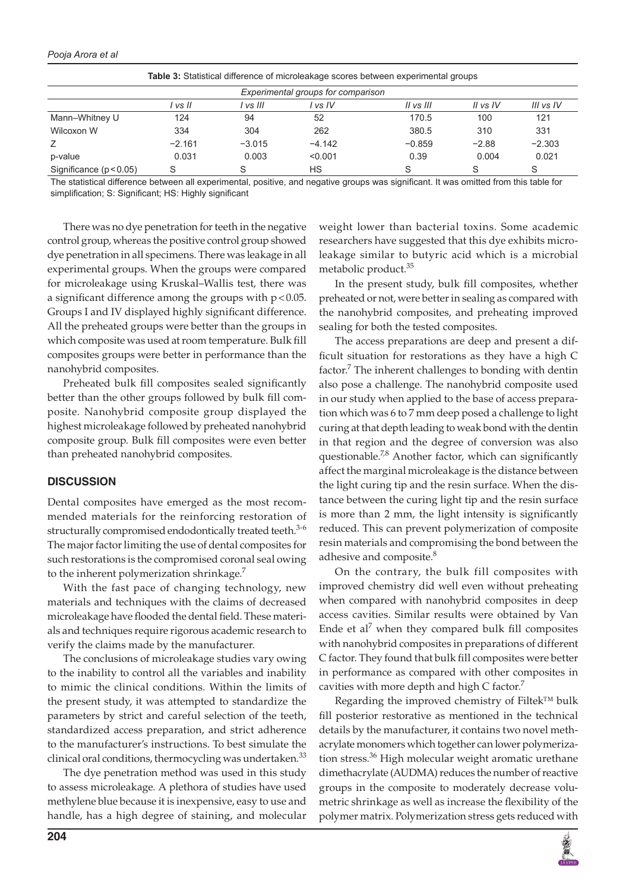**Table 3:** Statistical difference of microleakage scores between experimental groups

| | Experimental groups for comparison | | | | | |
|---|---|---|---|---|---|---|
| | *I vs II* | *I vs III* | *I vs IV* | *II vs III* | *II vs IV* | *III vs IV* |
| Mann–Whitney U | 124 | 94 | 52 | 170.5 | 100 | 121 |
| Wilcoxon W | 334 | 304 | 262 | 380.5 | 310 | 331 |
| Z | −2.161 | −3.015 | −4.142 | −0.859 | −2.88 | −2.303 |
| p-value | 0.031 | 0.003 | <0.001 | 0.39 | 0.004 | 0.021 |
| Significance ($p < 0.05$) | S | S | HS | S | S | S |

The statistical difference between all experimental, positive, and negative groups was significant. It was omitted from this table for simplification; S: Significant; HS: Highly significant

There was no dye penetration for teeth in the negative control group, whereas the positive control group showed dye penetration in all specimens. There was leakage in all experimental groups. When the groups were compared for microleakage using Kruskal–Wallis test, there was a significant difference among the groups with $p < 0.05$. Groups I and IV displayed highly significant difference. All the preheated groups were better than the groups in which composite was used at room temperature. Bulk fill composites groups were better in performance than the nanohybrid composites.

Preheated bulk fill composites sealed significantly better than the other groups followed by bulk fill composite. Nanohybrid composite group displayed the highest microleakage followed by preheated nanohybrid composite group. Bulk fill composites were even better than preheated nanohybrid composites.

## DISCUSSION

Dental composites have emerged as the most recommended materials for the reinforcing restoration of structurally compromised endodontically treated teeth.[3-6] The major factor limiting the use of dental composites for such restorations is the compromised coronal seal owing to the inherent polymerization shrinkage.[7]

With the fast pace of changing technology, new materials and techniques with the claims of decreased microleakage have flooded the dental field. These materials and techniques require rigorous academic research to verify the claims made by the manufacturer.

The conclusions of microleakage studies vary owing to the inability to control all the variables and inability to mimic the clinical conditions. Within the limits of the present study, it was attempted to standardize the parameters by strict and careful selection of the teeth, standardized access preparation, and strict adherence to the manufacturer's instructions. To best simulate the clinical oral conditions, thermocycling was undertaken.[33]

The dye penetration method was used in this study to assess microleakage. A plethora of studies have used methylene blue because it is inexpensive, easy to use and handle, has a high degree of staining, and molecular weight lower than bacterial toxins. Some academic researchers have suggested that this dye exhibits microleakage similar to butyric acid which is a microbial metabolic product.[35]

In the present study, bulk fill composites, whether preheated or not, were better in sealing as compared with the nanohybrid composites, and preheating improved sealing for both the tested composites.

The access preparations are deep and present a difficult situation for restorations as they have a high C factor.[7] The inherent challenges to bonding with dentin also pose a challenge. The nanohybrid composite used in our study when applied to the base of access preparation which was 6 to 7 mm deep posed a challenge to light curing at that depth leading to weak bond with the dentin in that region and the degree of conversion was also questionable.[7,8] Another factor, which can significantly affect the marginal microleakage is the distance between the light curing tip and the resin surface. When the distance between the curing light tip and the resin surface is more than 2 mm, the light intensity is significantly reduced. This can prevent polymerization of composite resin materials and compromising the bond between the adhesive and composite.[8]

On the contrary, the bulk fill composites with improved chemistry did well even without preheating when compared with nanohybrid composites in deep access cavities. Similar results were obtained by Van Ende et al[7] when they compared bulk fill composites with nanohybrid composites in preparations of different C factor. They found that bulk fill composites were better in performance as compared with other composites in cavities with more depth and high C factor.[7]

Regarding the improved chemistry of Filtek™ bulk fill posterior restorative as mentioned in the technical details by the manufacturer, it contains two novel methacrylate monomers which together can lower polymerization stress.[36] High molecular weight aromatic urethane dimethacrylate (AUDMA) reduces the number of reactive groups in the composite to moderately decrease volumetric shrinkage as well as increase the flexibility of the polymer matrix. Polymerization stress gets reduced with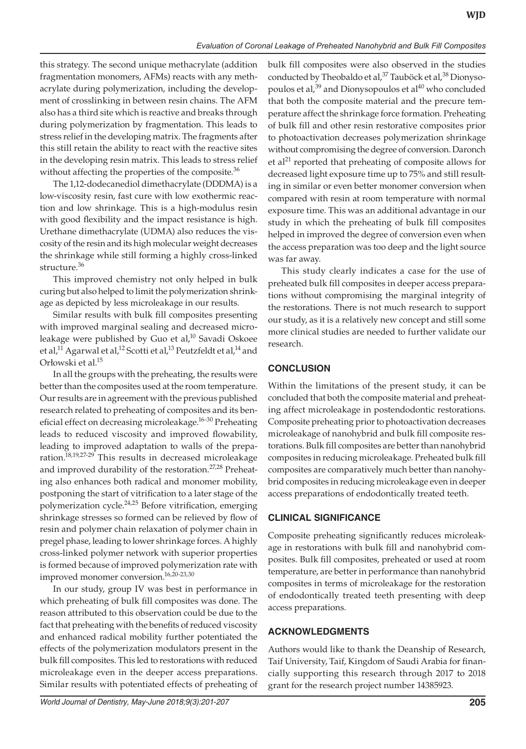this strategy. The second unique methacrylate (addition fragmentation monomers, AFMs) reacts with any methacrylate during polymerization, including the development of crosslinking in between resin chains. The AFM also has a third site which is reactive and breaks through during polymerization by fragmentation. This leads to stress relief in the developing matrix. The fragments after this still retain the ability to react with the reactive sites in the developing resin matrix. This leads to stress relief without affecting the properties of the composite.[36]

The 1,12-dodecanediol dimethacrylate (DDDMA) is a low-viscosity resin, fast cure with low exothermic reaction and low shrinkage. This is a high-modulus resin with good flexibility and the impact resistance is high. Urethane dimethacrylate (UDMA) also reduces the viscosity of the resin and its high molecular weight decreases the shrinkage while still forming a highly cross-linked structure.[36]

This improved chemistry not only helped in bulk curing but also helped to limit the polymerization shrinkage as depicted by less microleakage in our results.

Similar results with bulk fill composites presenting with improved marginal sealing and decreased microleakage were published by Guo et al,[10] Savadi Oskoee et al,[11] Agarwal et al,[12] Scotti et al,[13] Peutzfeldt et al,[14] and Orłowski et al.[15]

In all the groups with the preheating, the results were better than the composites used at the room temperature. Our results are in agreement with the previous published research related to preheating of composites and its beneficial effect on decreasing microleakage.[16-30] Preheating leads to reduced viscosity and improved flowability, leading to improved adaptation to walls of the preparation.[18,19,27-29] This results in decreased microleakage and improved durability of the restoration.[27,28] Preheating also enhances both radical and monomer mobility, postponing the start of vitrification to a later stage of the polymerization cycle.[24,25] Before vitrification, emerging shrinkage stresses so formed can be relieved by flow of resin and polymer chain relaxation of polymer chain in pregel phase, leading to lower shrinkage forces. A highly cross-linked polymer network with superior properties is formed because of improved polymerization rate with improved monomer conversion.[16,20-23,30]

In our study, group IV was best in performance in which preheating of bulk fill composites was done. The reason attributed to this observation could be due to the fact that preheating with the benefits of reduced viscosity and enhanced radical mobility further potentiated the effects of the polymerization modulators present in the bulk fill composites. This led to restorations with reduced microleakage even in the deeper access preparations. Similar results with potentiated effects of preheating of bulk fill composites were also observed in the studies conducted by Theobaldo et al,[37] Tauböck et al,[38] Dionysopoulos et al,[39] and Dionysopoulos et al[40] who concluded that both the composite material and the precure temperature affect the shrinkage force formation. Preheating of bulk fill and other resin restorative composites prior to photoactivation decreases polymerization shrinkage without compromising the degree of conversion. Daronch et al[21] reported that preheating of composite allows for decreased light exposure time up to 75% and still resulting in similar or even better monomer conversion when compared with resin at room temperature with normal exposure time. This was an additional advantage in our study in which the preheating of bulk fill composites helped in improved the degree of conversion even when the access preparation was too deep and the light source was far away.

This study clearly indicates a case for the use of preheated bulk fill composites in deeper access preparations without compromising the marginal integrity of the restorations. There is not much research to support our study, as it is a relatively new concept and still some more clinical studies are needed to further validate our research.

## CONCLUSION

Within the limitations of the present study, it can be concluded that both the composite material and preheating affect microleakage in postendodontic restorations. Composite preheating prior to photoactivation decreases microleakage of nanohybrid and bulk fill composite restorations. Bulk fill composites are better than nanohybrid composites in reducing microleakage. Preheated bulk fill composites are comparatively much better than nanohybrid composites in reducing microleakage even in deeper access preparations of endodontically treated teeth.

## CLINICAL SIGNIFICANCE

Composite preheating significantly reduces microleakage in restorations with bulk fill and nanohybrid composites. Bulk fill composites, preheated or used at room temperature, are better in performance than nanohybrid composites in terms of microleakage for the restoration of endodontically treated teeth presenting with deep access preparations.

## ACKNOWLEDGMENTS

Authors would like to thank the Deanship of Research, Taif University, Taif, Kingdom of Saudi Arabia for financially supporting this research through 2017 to 2018 grant for the research project number 14385923.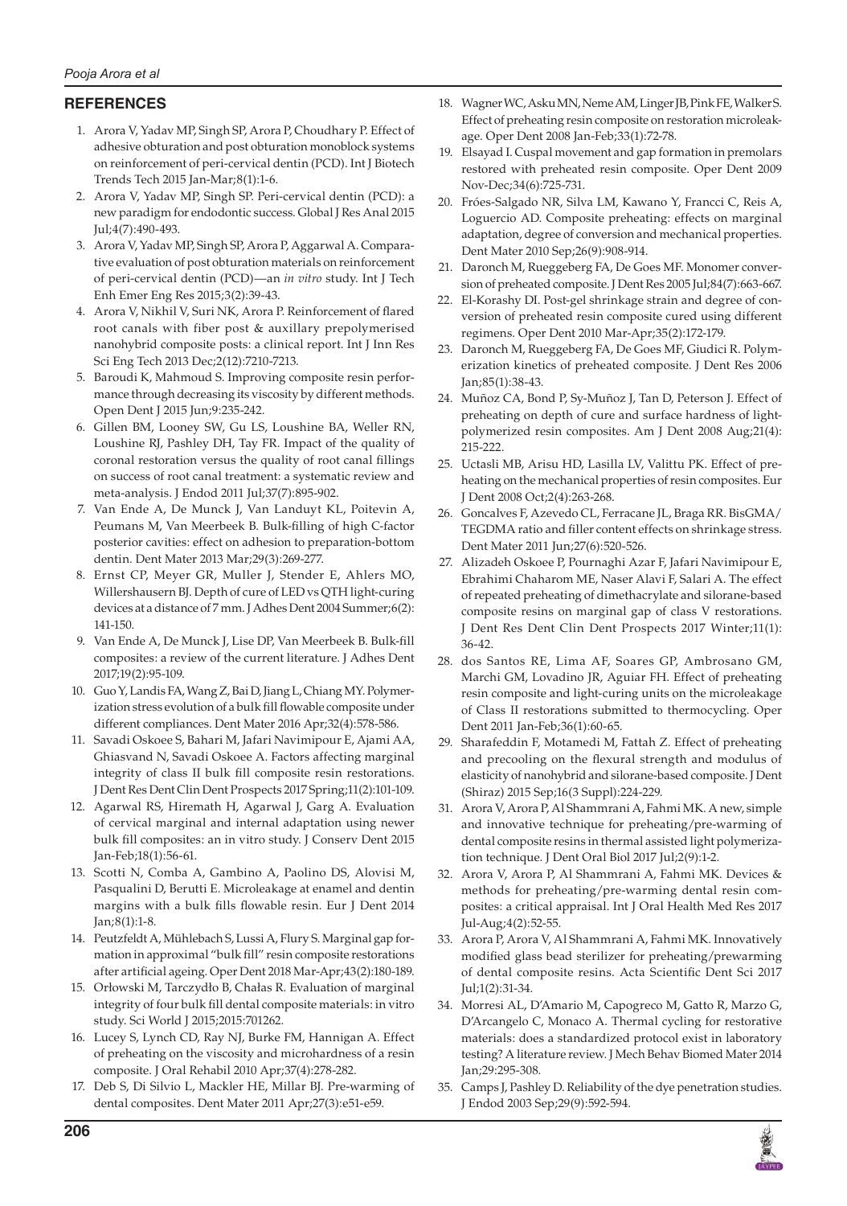## REFERENCES

1. Arora V, Yadav MP, Singh SP, Arora P, Choudhary P. Effect of adhesive obturation and post obturation monoblock systems on reinforcement of peri-cervical dentin (PCD). Int J Biotech Trends Tech 2015 Jan-Mar;8(1):1-6.
2. Arora V, Yadav MP, Singh SP. Peri-cervical dentin (PCD): a new paradigm for endodontic success. Global J Res Anal 2015 Jul;4(7):490-493.
3. Arora V, Yadav MP, Singh SP, Arora P, Aggarwal A. Comparative evaluation of post obturation materials on reinforcement of peri-cervical dentin (PCD)—an *in vitro* study. Int J Tech Enh Emer Eng Res 2015;3(2):39-43.
4. Arora V, Nikhil V, Suri NK, Arora P. Reinforcement of flared root canals with fiber post & auxillary prepolymerised nanohybrid composite posts: a clinical report. Int J Inn Res Sci Eng Tech 2013 Dec;2(12):7210-7213.
5. Baroudi K, Mahmoud S. Improving composite resin performance through decreasing its viscosity by different methods. Open Dent J 2015 Jun;9:235-242.
6. Gillen BM, Looney SW, Gu LS, Loushine BA, Weller RN, Loushine RJ, Pashley DH, Tay FR. Impact of the quality of coronal restoration versus the quality of root canal fillings on success of root canal treatment: a systematic review and meta-analysis. J Endod 2011 Jul;37(7):895-902.
7. Van Ende A, De Munck J, Van Landuyt KL, Poitevin A, Peumans M, Van Meerbeek B. Bulk-filling of high C-factor posterior cavities: effect on adhesion to preparation-bottom dentin. Dent Mater 2013 Mar;29(3):269-277.
8. Ernst CP, Meyer GR, Muller J, Stender E, Ahlers MO, Willershausern BJ. Depth of cure of LED vs QTH light-curing devices at a distance of 7 mm. J Adhes Dent 2004 Summer;6(2): 141-150.
9. Van Ende A, De Munck J, Lise DP, Van Meerbeek B. Bulk-fill composites: a review of the current literature. J Adhes Dent 2017;19(2):95-109.
10. Guo Y, Landis FA, Wang Z, Bai D, Jiang L, Chiang MY. Polymerization stress evolution of a bulk fill flowable composite under different compliances. Dent Mater 2016 Apr;32(4):578-586.
11. Savadi Oskoee S, Bahari M, Jafari Navimipour E, Ajami AA, Ghiasvand N, Savadi Oskoee A. Factors affecting marginal integrity of class II bulk fill composite resin restorations. J Dent Res Dent Clin Dent Prospects 2017 Spring;11(2):101-109.
12. Agarwal RS, Hiremath H, Agarwal J, Garg A. Evaluation of cervical marginal and internal adaptation using newer bulk fill composites: an in vitro study. J Conserv Dent 2015 Jan-Feb;18(1):56-61.
13. Scotti N, Comba A, Gambino A, Paolino DS, Alovisi M, Pasqualini D, Berutti E. Microleakage at enamel and dentin margins with a bulk fills flowable resin. Eur J Dent 2014 Jan;8(1):1-8.
14. Peutzfeldt A, Mühlebach S, Lussi A, Flury S. Marginal gap formation in approximal "bulk fill" resin composite restorations after artificial ageing. Oper Dent 2018 Mar-Apr;43(2):180-189.
15. Orłowski M, Tarczydło B, Chałas R. Evaluation of marginal integrity of four bulk fill dental composite materials: in vitro study. Sci World J 2015;2015:701262.
16. Lucey S, Lynch CD, Ray NJ, Burke FM, Hannigan A. Effect of preheating on the viscosity and microhardness of a resin composite. J Oral Rehabil 2010 Apr;37(4):278-282.
17. Deb S, Di Silvio L, Mackler HE, Millar BJ. Pre-warming of dental composites. Dent Mater 2011 Apr;27(3):e51-e59.
18. Wagner WC, Asku MN, Neme AM, Linger JB, Pink FE, Walker S. Effect of preheating resin composite on restoration microleakage. Oper Dent 2008 Jan-Feb;33(1):72-78.
19. Elsayad I. Cuspal movement and gap formation in premolars restored with preheated resin composite. Oper Dent 2009 Nov-Dec;34(6):725-731.
20. Fróes-Salgado NR, Silva LM, Kawano Y, Francci C, Reis A, Loguercio AD. Composite preheating: effects on marginal adaptation, degree of conversion and mechanical properties. Dent Mater 2010 Sep;26(9):908-914.
21. Daronch M, Rueggeberg FA, De Goes MF. Monomer conversion of preheated composite. J Dent Res 2005 Jul;84(7):663-667.
22. El-Korashy DI. Post-gel shrinkage strain and degree of conversion of preheated resin composite cured using different regimens. Oper Dent 2010 Mar-Apr;35(2):172-179.
23. Daronch M, Rueggeberg FA, De Goes MF, Giudici R. Polymerization kinetics of preheated composite. J Dent Res 2006 Jan;85(1):38-43.
24. Muñoz CA, Bond P, Sy-Muñoz J, Tan D, Peterson J. Effect of preheating on depth of cure and surface hardness of light-polymerized resin composites. Am J Dent 2008 Aug;21(4): 215-222.
25. Uctasli MB, Arisu HD, Lasilla LV, Valittu PK. Effect of preheating on the mechanical properties of resin composites. Eur J Dent 2008 Oct;2(4):263-268.
26. Goncalves F, Azevedo CL, Ferracane JL, Braga RR. BisGMA/TEGDMA ratio and filler content effects on shrinkage stress. Dent Mater 2011 Jun;27(6):520-526.
27. Alizadeh Oskoee P, Pournaghi Azar F, Jafari Navimipour E, Ebrahimi Chaharom ME, Naser Alavi F, Salari A. The effect of repeated preheating of dimethacrylate and silorane-based composite resins on marginal gap of class V restorations. J Dent Res Dent Clin Dent Prospects 2017 Winter;11(1): 36-42.
28. dos Santos RE, Lima AF, Soares GP, Ambrosano GM, Marchi GM, Lovadino JR, Aguiar FH. Effect of preheating resin composite and light-curing units on the microleakage of Class II restorations submitted to thermocycling. Oper Dent 2011 Jan-Feb;36(1):60-65.
29. Sharafeddin F, Motamedi M, Fattah Z. Effect of preheating and precooling on the flexural strength and modulus of elasticity of nanohybrid and silorane-based composite. J Dent (Shiraz) 2015 Sep;16(3 Suppl):224-229.
31. Arora V, Arora P, Al Shammrani A, Fahmi MK. A new, simple and innovative technique for preheating/pre-warming of dental composite resins in thermal assisted light polymerization technique. J Dent Oral Biol 2017 Jul;2(9):1-2.
32. Arora V, Arora P, Al Shammrani A, Fahmi MK. Devices & methods for preheating/pre-warming dental resin composites: a critical appraisal. Int J Oral Health Med Res 2017 Jul-Aug;4(2):52-55.
33. Arora P, Arora V, Al Shammrani A, Fahmi MK. Innovatively modified glass bead sterilizer for preheating/prewarming of dental composite resins. Acta Scientific Dent Sci 2017 Jul;1(2):31-34.
34. Morresi AL, D'Amario M, Capogreco M, Gatto R, Marzo G, D'Arcangelo C, Monaco A. Thermal cycling for restorative materials: does a standardized protocol exist in laboratory testing? A literature review. J Mech Behav Biomed Mater 2014 Jan;29:295-308.
35. Camps J, Pashley D. Reliability of the dye penetration studies. J Endod 2003 Sep;29(9):592-594.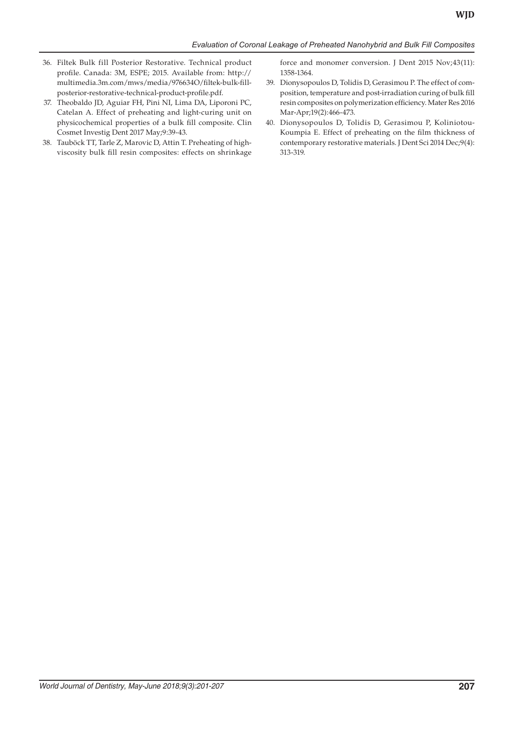36. Filtek Bulk fill Posterior Restorative. Technical product profile. Canada: 3M, ESPE; 2015. Available from: http://multimedia.3m.com/mws/media/976634O/filtek-bulk-fill-posterior-restorative-technical-product-profile.pdf.
37. Theobaldo JD, Aguiar FH, Pini NI, Lima DA, Liporoni PC, Catelan A. Effect of preheating and light-curing unit on physicochemical properties of a bulk fill composite. Clin Cosmet Investig Dent 2017 May;9:39-43.
38. Tauböck TT, Tarle Z, Marovic D, Attin T. Preheating of high-viscosity bulk fill resin composites: effects on shrinkage force and monomer conversion. J Dent 2015 Nov;43(11):1358-1364.
39. Dionysopoulos D, Tolidis D, Gerasimou P. The effect of composition, temperature and post-irradiation curing of bulk fill resin composites on polymerization efficiency. Mater Res 2016 Mar-Apr;19(2):466-473.
40. Dionysopoulos D, Tolidis D, Gerasimou P, Koliniotou-Koumpia E. Effect of preheating on the film thickness of contemporary restorative materials. J Dent Sci 2014 Dec;9(4):313-319.